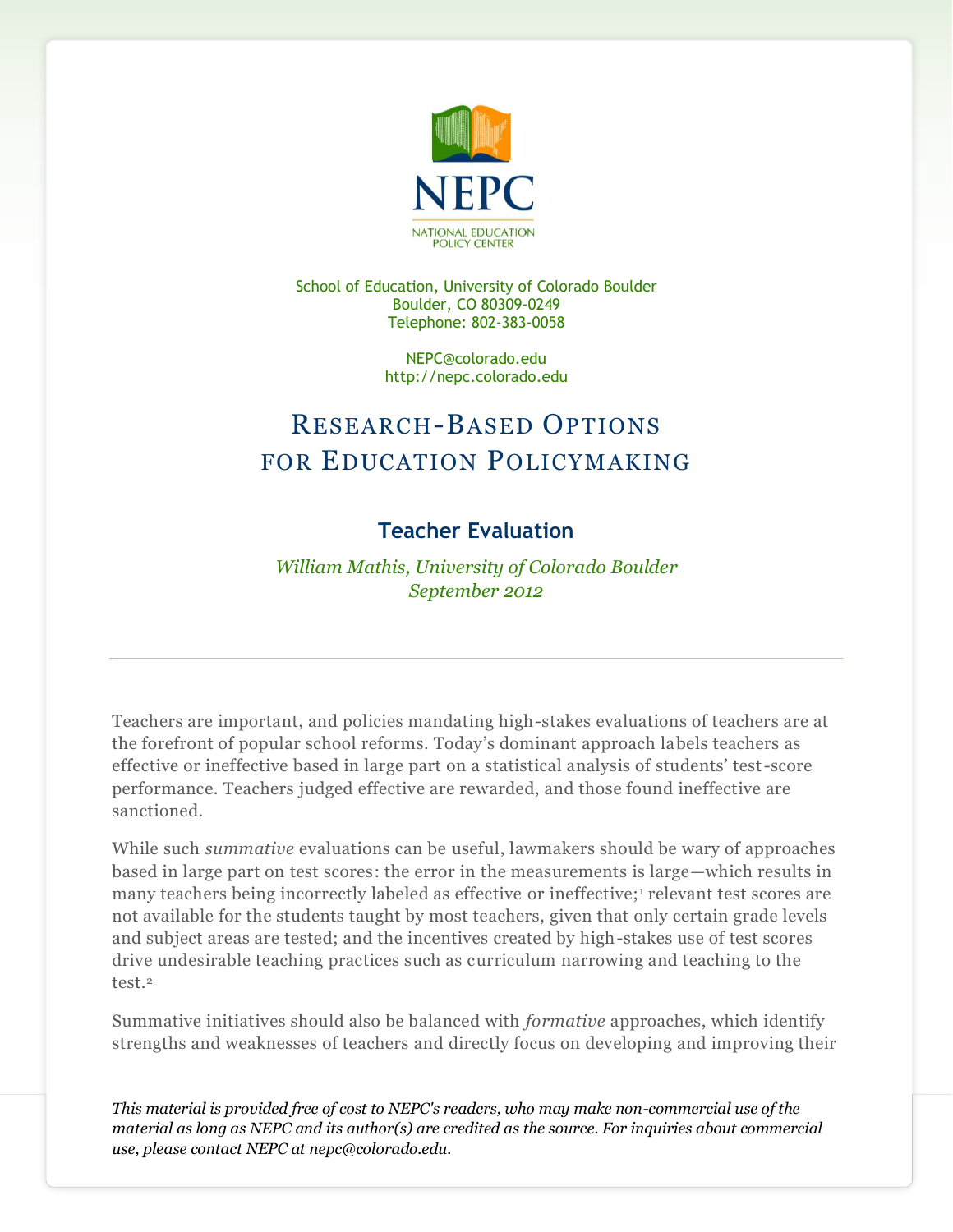NEPC

NATIONAL EDUCATION POLICY CENTER

School of Education, University of Colorado Boulder
Boulder, CO 80309-0249
Telephone: 802-383-0058

NEPC@colorado.edu
http://nepc.colorado.edu

# Research-Based Options for Education Policymaking

## Teacher Evaluation

*William Mathis, University of Colorado Boulder*
*September 2012*

---

Teachers are important, and policies mandating high-stakes evaluations of teachers are at the forefront of popular school reforms. Today's dominant approach labels teachers as effective or ineffective based in large part on a statistical analysis of students' test-score performance. Teachers judged effective are rewarded, and those found ineffective are sanctioned.

While such *summative* evaluations can be useful, lawmakers should be wary of approaches based in large part on test scores: the error in the measurements is large—which results in many teachers being incorrectly labeled as effective or ineffective;[1] relevant test scores are not available for the students taught by most teachers, given that only certain grade levels and subject areas are tested; and the incentives created by high-stakes use of test scores drive undesirable teaching practices such as curriculum narrowing and teaching to the test.[2]

Summative initiatives should also be balanced with *formative* approaches, which identify strengths and weaknesses of teachers and directly focus on developing and improving their

*This material is provided free of cost to NEPC's readers, who may make non-commercial use of the material as long as NEPC and its author(s) are credited as the source. For inquiries about commercial use, please contact NEPC at nepc@colorado.edu.*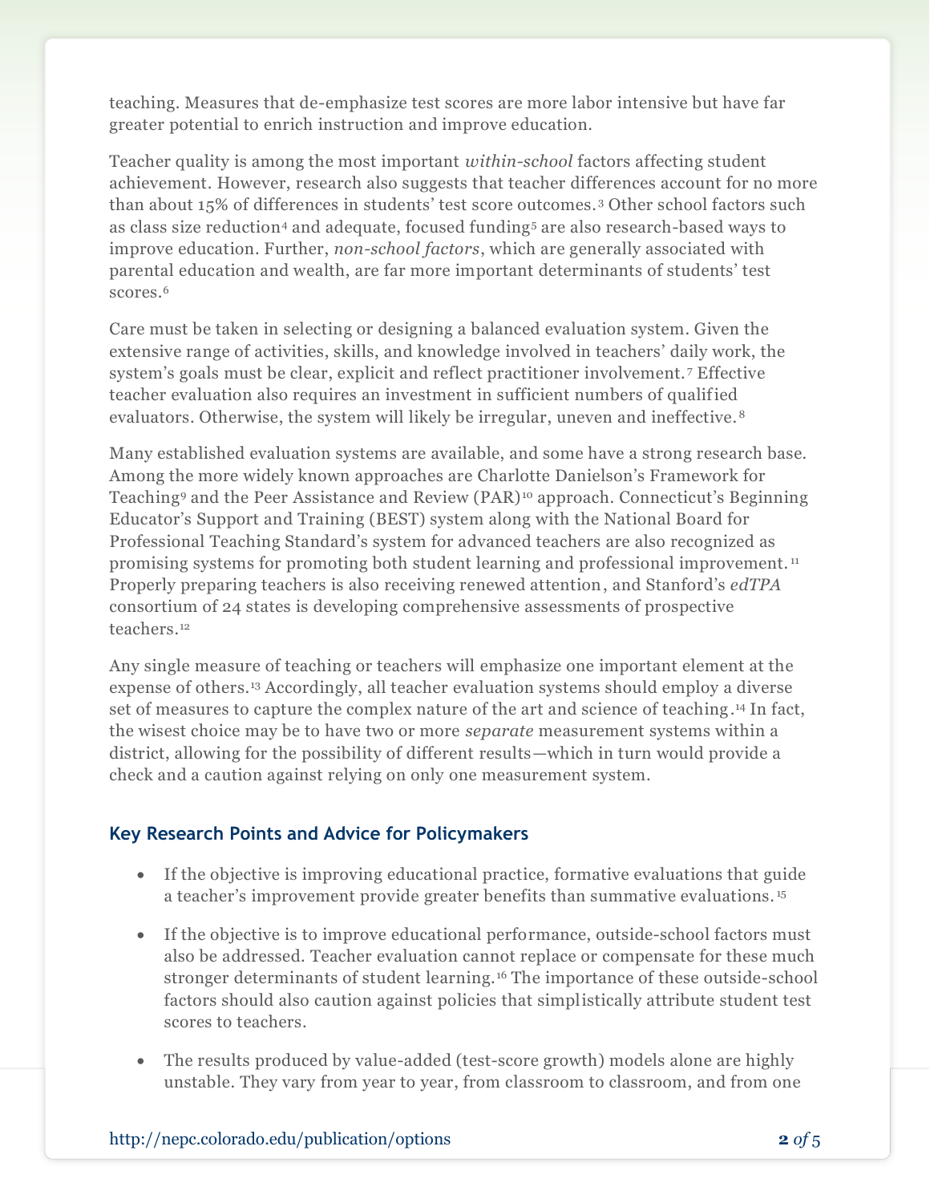teaching. Measures that de-emphasize test scores are more labor intensive but have far greater potential to enrich instruction and improve education.

Teacher quality is among the most important *within-school* factors affecting student achievement. However, research also suggests that teacher differences account for no more than about 15% of differences in students' test score outcomes.[3] Other school factors such as class size reduction[4] and adequate, focused funding[5] are also research-based ways to improve education. Further, *non-school factors*, which are generally associated with parental education and wealth, are far more important determinants of students' test scores.[6]

Care must be taken in selecting or designing a balanced evaluation system. Given the extensive range of activities, skills, and knowledge involved in teachers' daily work, the system's goals must be clear, explicit and reflect practitioner involvement.[7] Effective teacher evaluation also requires an investment in sufficient numbers of qualified evaluators. Otherwise, the system will likely be irregular, uneven and ineffective.[8]

Many established evaluation systems are available, and some have a strong research base. Among the more widely known approaches are Charlotte Danielson's Framework for Teaching[9] and the Peer Assistance and Review (PAR)[10] approach. Connecticut's Beginning Educator's Support and Training (BEST) system along with the National Board for Professional Teaching Standard's system for advanced teachers are also recognized as promising systems for promoting both student learning and professional improvement.[11] Properly preparing teachers is also receiving renewed attention, and Stanford's *edTPA* consortium of 24 states is developing comprehensive assessments of prospective teachers.[12]

Any single measure of teaching or teachers will emphasize one important element at the expense of others.[13] Accordingly, all teacher evaluation systems should employ a diverse set of measures to capture the complex nature of the art and science of teaching.[14] In fact, the wisest choice may be to have two or more *separate* measurement systems within a district, allowing for the possibility of different results—which in turn would provide a check and a caution against relying on only one measurement system.

### Key Research Points and Advice for Policymakers

- If the objective is improving educational practice, formative evaluations that guide a teacher's improvement provide greater benefits than summative evaluations.[15]

- If the objective is to improve educational performance, outside-school factors must also be addressed. Teacher evaluation cannot replace or compensate for these much stronger determinants of student learning.[16] The importance of these outside-school factors should also caution against policies that simplistically attribute student test scores to teachers.

- The results produced by value-added (test-score growth) models alone are highly unstable. They vary from year to year, from classroom to classroom, and from one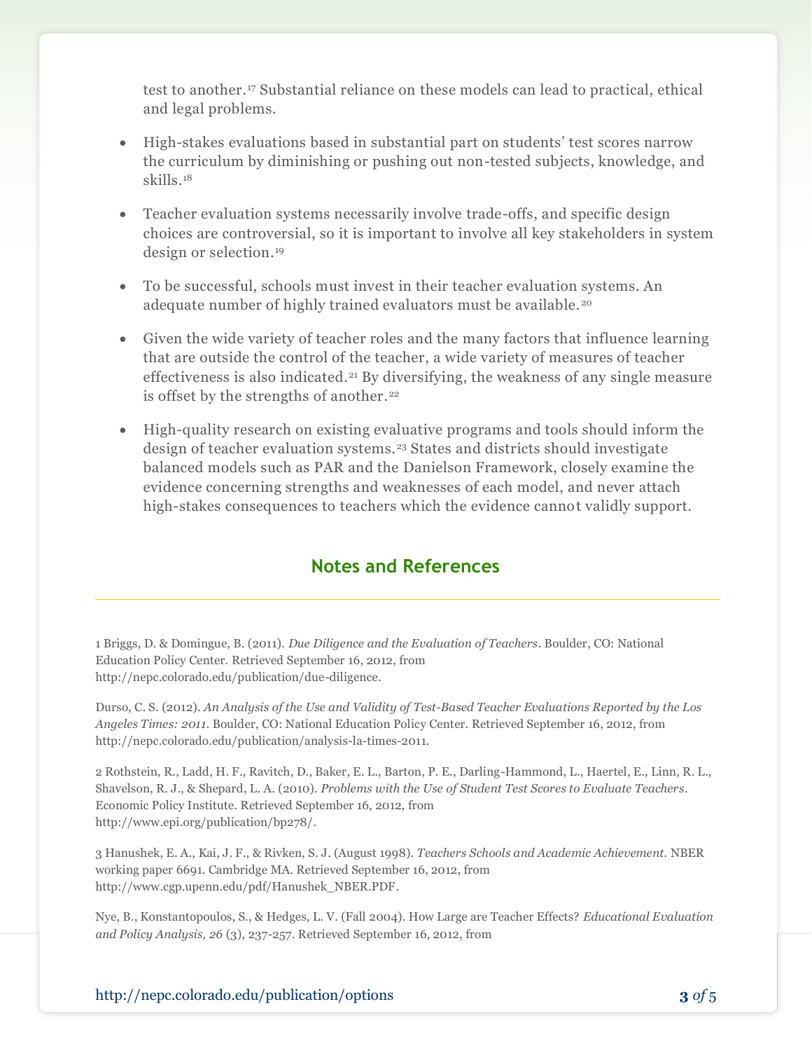test to another.[17] Substantial reliance on these models can lead to practical, ethical and legal problems.

- High-stakes evaluations based in substantial part on students' test scores narrow the curriculum by diminishing or pushing out non-tested subjects, knowledge, and skills.[18]

- Teacher evaluation systems necessarily involve trade-offs, and specific design choices are controversial, so it is important to involve all key stakeholders in system design or selection.[19]

- To be successful, schools must invest in their teacher evaluation systems. An adequate number of highly trained evaluators must be available.[20]

- Given the wide variety of teacher roles and the many factors that influence learning that are outside the control of the teacher, a wide variety of measures of teacher effectiveness is also indicated.[21] By diversifying, the weakness of any single measure is offset by the strengths of another.[22]

- High-quality research on existing evaluative programs and tools should inform the design of teacher evaluation systems.[23] States and districts should investigate balanced models such as PAR and the Danielson Framework, closely examine the evidence concerning strengths and weaknesses of each model, and never attach high-stakes consequences to teachers which the evidence cannot validly support.

## Notes and References

1 Briggs, D. & Domingue, B. (2011). *Due Diligence and the Evaluation of Teachers*. Boulder, CO: National Education Policy Center. Retrieved September 16, 2012, from http://nepc.colorado.edu/publication/due-diligence.

Durso, C. S. (2012). *An Analysis of the Use and Validity of Test-Based Teacher Evaluations Reported by the Los Angeles Times: 2011*. Boulder, CO: National Education Policy Center. Retrieved September 16, 2012, from http://nepc.colorado.edu/publication/analysis-la-times-2011.

2 Rothstein, R., Ladd, H. F., Ravitch, D., Baker, E. L., Barton, P. E., Darling-Hammond, L., Haertel, E., Linn, R. L., Shavelson, R. J., & Shepard, L. A. (2010). *Problems with the Use of Student Test Scores to Evaluate Teachers*. Economic Policy Institute. Retrieved September 16, 2012, from http://www.epi.org/publication/bp278/.

3 Hanushek, E. A., Kai, J. F., & Rivken, S. J. (August 1998). *Teachers Schools and Academic Achievement*. NBER working paper 6691. Cambridge MA. Retrieved September 16, 2012, from http://www.cgp.upenn.edu/pdf/Hanushek_NBER.PDF.

Nye, B., Konstantopoulos, S., & Hedges, L. V. (Fall 2004). How Large are Teacher Effects? *Educational Evaluation and Policy Analysis, 26* (3), 237-257. Retrieved September 16, 2012, from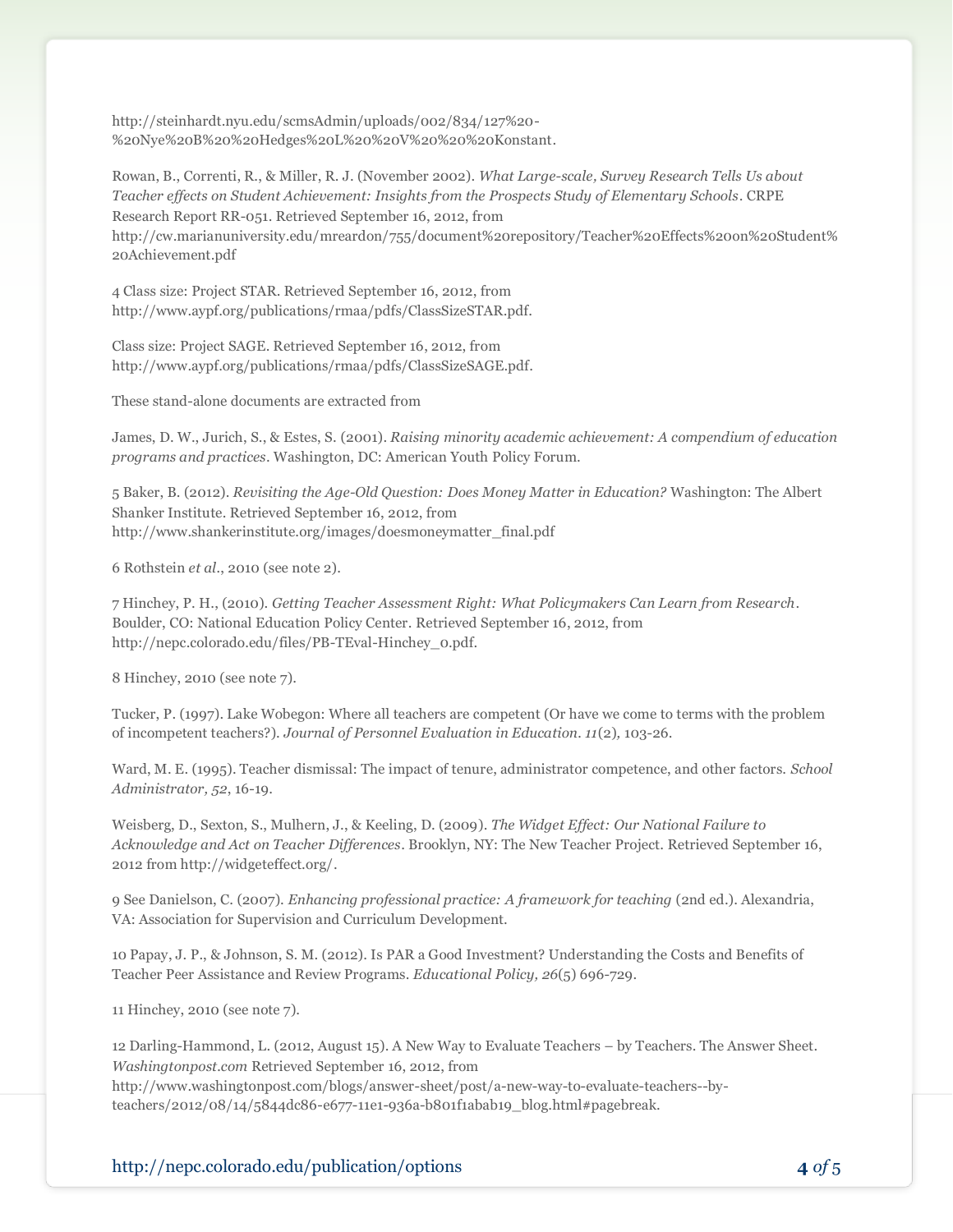http://steinhardt.nyu.edu/scmsAdmin/uploads/002/834/127%20-%20Nye%20B%20%20Hedges%20L%20%20V%20%20%20Konstant.

Rowan, B., Correnti, R., & Miller, R. J. (November 2002). *What Large-scale, Survey Research Tells Us about Teacher effects on Student Achievement: Insights from the Prospects Study of Elementary Schools*. CRPE Research Report RR-051. Retrieved September 16, 2012, from http://cw.marianuniversity.edu/mreardon/755/document%20repository/Teacher%20Effects%20on%20Student%20Achievement.pdf

4 Class size: Project STAR. Retrieved September 16, 2012, from http://www.aypf.org/publications/rmaa/pdfs/ClassSizeSTAR.pdf.

Class size: Project SAGE. Retrieved September 16, 2012, from http://www.aypf.org/publications/rmaa/pdfs/ClassSizeSAGE.pdf.

These stand-alone documents are extracted from

James, D. W., Jurich, S., & Estes, S. (2001). *Raising minority academic achievement: A compendium of education programs and practices*. Washington, DC: American Youth Policy Forum.

5 Baker, B. (2012). *Revisiting the Age-Old Question: Does Money Matter in Education?* Washington: The Albert Shanker Institute. Retrieved September 16, 2012, from http://www.shankerinstitute.org/images/doesmoneymatter_final.pdf

6 Rothstein *et al*., 2010 (see note 2).

7 Hinchey, P. H., (2010). *Getting Teacher Assessment Right: What Policymakers Can Learn from Research*. Boulder, CO: National Education Policy Center. Retrieved September 16, 2012, from http://nepc.colorado.edu/files/PB-TEval-Hinchey_0.pdf.

8 Hinchey, 2010 (see note 7).

Tucker, P. (1997). Lake Wobegon: Where all teachers are competent (Or have we come to terms with the problem of incompetent teachers?). *Journal of Personnel Evaluation in Education. 11*(2)*,* 103-26.

Ward, M. E. (1995). Teacher dismissal: The impact of tenure, administrator competence, and other factors. *School Administrator, 52*, 16-19.

Weisberg, D., Sexton, S., Mulhern, J., & Keeling, D. (2009). *The Widget Effect: Our National Failure to Acknowledge and Act on Teacher Differences*. Brooklyn, NY: The New Teacher Project. Retrieved September 16, 2012 from http://widgeteffect.org/.

9 See Danielson, C. (2007). *Enhancing professional practice: A framework for teaching* (2nd ed.). Alexandria, VA: Association for Supervision and Curriculum Development.

10 Papay, J. P., & Johnson, S. M. (2012). Is PAR a Good Investment? Understanding the Costs and Benefits of Teacher Peer Assistance and Review Programs. *Educational Policy, 26*(5) 696-729.

11 Hinchey, 2010 (see note 7).

12 Darling-Hammond, L. (2012, August 15). A New Way to Evaluate Teachers – by Teachers. The Answer Sheet. *Washingtonpost.com* Retrieved September 16, 2012, from http://www.washingtonpost.com/blogs/answer-sheet/post/a-new-way-to-evaluate-teachers--by-teachers/2012/08/14/5844dc86-e677-11e1-936a-b801f1abab19_blog.html#pagebreak.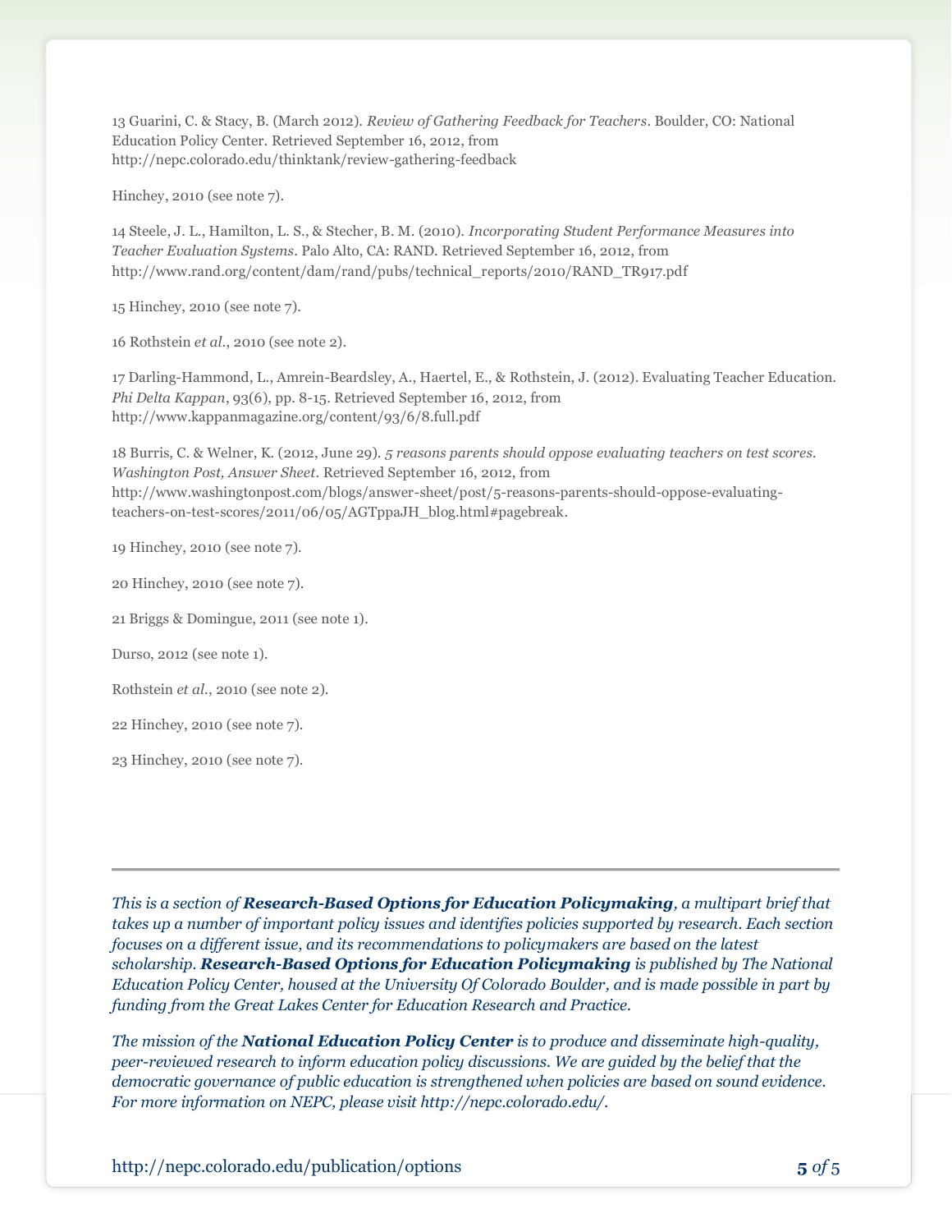13 Guarini, C. & Stacy, B. (March 2012). *Review of Gathering Feedback for Teachers*. Boulder, CO: National Education Policy Center. Retrieved September 16, 2012, from http://nepc.colorado.edu/thinktank/review-gathering-feedback

Hinchey, 2010 (see note 7).

14 Steele, J. L., Hamilton, L. S., & Stecher, B. M. (2010). *Incorporating Student Performance Measures into Teacher Evaluation Systems*. Palo Alto, CA: RAND. Retrieved September 16, 2012, from http://www.rand.org/content/dam/rand/pubs/technical_reports/2010/RAND_TR917.pdf

15 Hinchey, 2010 (see note 7).

16 Rothstein *et al*., 2010 (see note 2).

17 Darling-Hammond, L., Amrein-Beardsley, A., Haertel, E., & Rothstein, J. (2012). Evaluating Teacher Education. *Phi Delta Kappan*, 93(6), pp. 8-15. Retrieved September 16, 2012, from http://www.kappanmagazine.org/content/93/6/8.full.pdf

18 Burris, C. & Welner, K. (2012, June 29). *5 reasons parents should oppose evaluating teachers on test scores. Washington Post, Answer Sheet*. Retrieved September 16, 2012, from http://www.washingtonpost.com/blogs/answer-sheet/post/5-reasons-parents-should-oppose-evaluating-teachers-on-test-scores/2011/06/05/AGTppaJH_blog.html#pagebreak.

19 Hinchey, 2010 (see note 7).

20 Hinchey, 2010 (see note 7).

21 Briggs & Domingue, 2011 (see note 1).

Durso, 2012 (see note 1).

Rothstein *et al*., 2010 (see note 2).

22 Hinchey, 2010 (see note 7).

23 Hinchey, 2010 (see note 7).

---

*This is a section of* ***Research-Based Options for Education Policymaking****, a multipart brief that takes up a number of important policy issues and identifies policies supported by research. Each section focuses on a different issue, and its recommendations to policymakers are based on the latest scholarship.* ***Research-Based Options for Education Policymaking*** *is published by The National Education Policy Center, housed at the University Of Colorado Boulder, and is made possible in part by funding from the Great Lakes Center for Education Research and Practice.*

*The mission of the* ***National Education Policy Center*** *is to produce and disseminate high-quality, peer-reviewed research to inform education policy discussions. We are guided by the belief that the democratic governance of public education is strengthened when policies are based on sound evidence. For more information on NEPC, please visit http://nepc.colorado.edu/.*